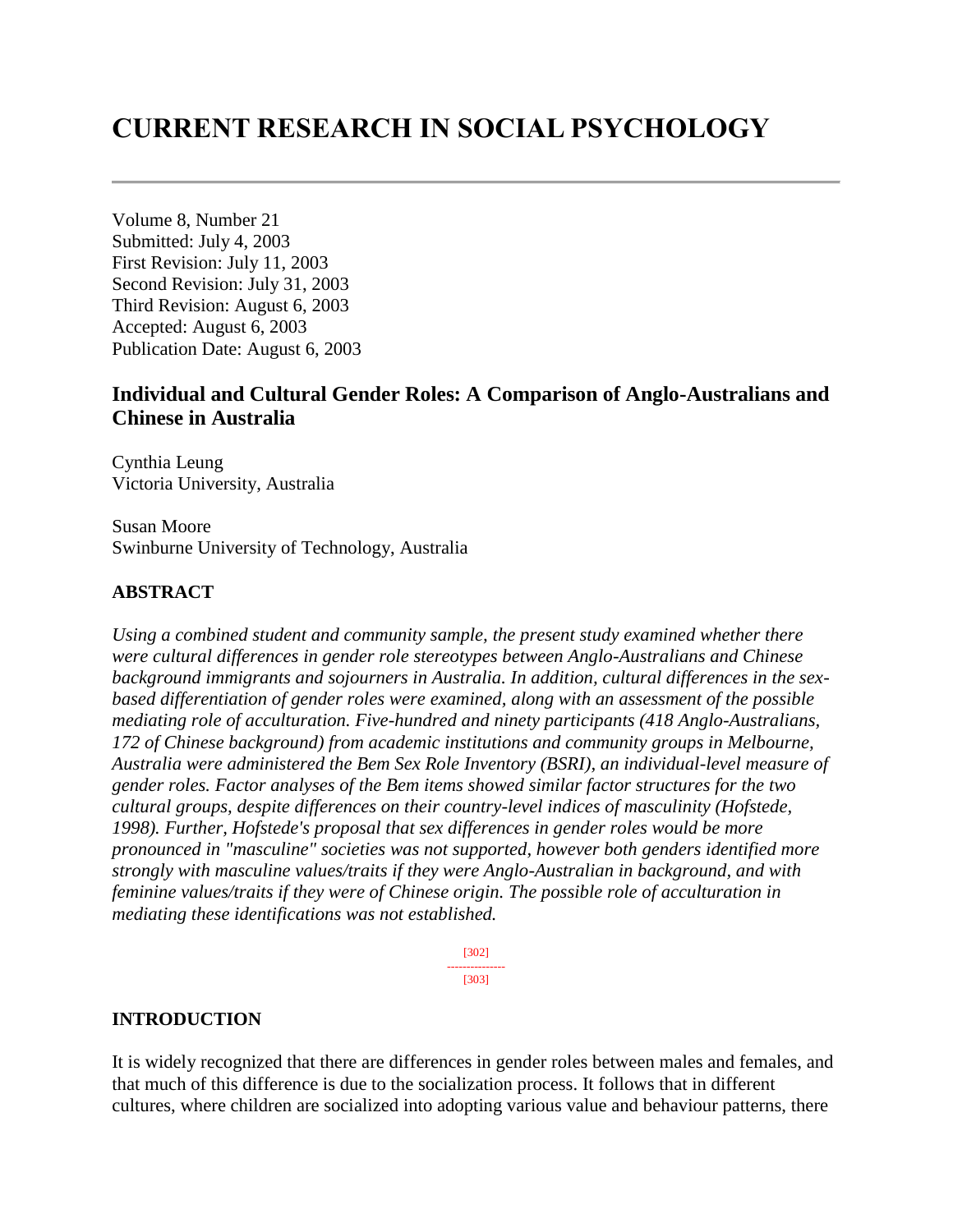# CURRENT RESEARCH IN SOCIAL PSYCHOLOGY

Volume 8, Number 21
Submitted: July 4, 2003
First Revision: July 11, 2003
Second Revision: July 31, 2003
Third Revision: August 6, 2003
Accepted: August 6, 2003
Publication Date: August 6, 2003

### Individual and Cultural Gender Roles: A Comparison of Anglo-Australians and Chinese in Australia

Cynthia Leung
Victoria University, Australia

Susan Moore
Swinburne University of Technology, Australia

#### ABSTRACT

*Using a combined student and community sample, the present study examined whether there were cultural differences in gender role stereotypes between Anglo-Australians and Chinese background immigrants and sojourners in Australia. In addition, cultural differences in the sex-based differentiation of gender roles were examined, along with an assessment of the possible mediating role of acculturation. Five-hundred and ninety participants (418 Anglo-Australians, 172 of Chinese background) from academic institutions and community groups in Melbourne, Australia were administered the Bem Sex Role Inventory (BSRI), an individual-level measure of gender roles. Factor analyses of the Bem items showed similar factor structures for the two cultural groups, despite differences on their country-level indices of masculinity (Hofstede, 1998). Further, Hofstede's proposal that sex differences in gender roles would be more pronounced in "masculine" societies was not supported, however both genders identified more strongly with masculine values/traits if they were Anglo-Australian in background, and with feminine values/traits if they were of Chinese origin. The possible role of acculturation in mediating these identifications was not established.*

#### INTRODUCTION

It is widely recognized that there are differences in gender roles between males and females, and that much of this difference is due to the socialization process. It follows that in different cultures, where children are socialized into adopting various value and behaviour patterns, there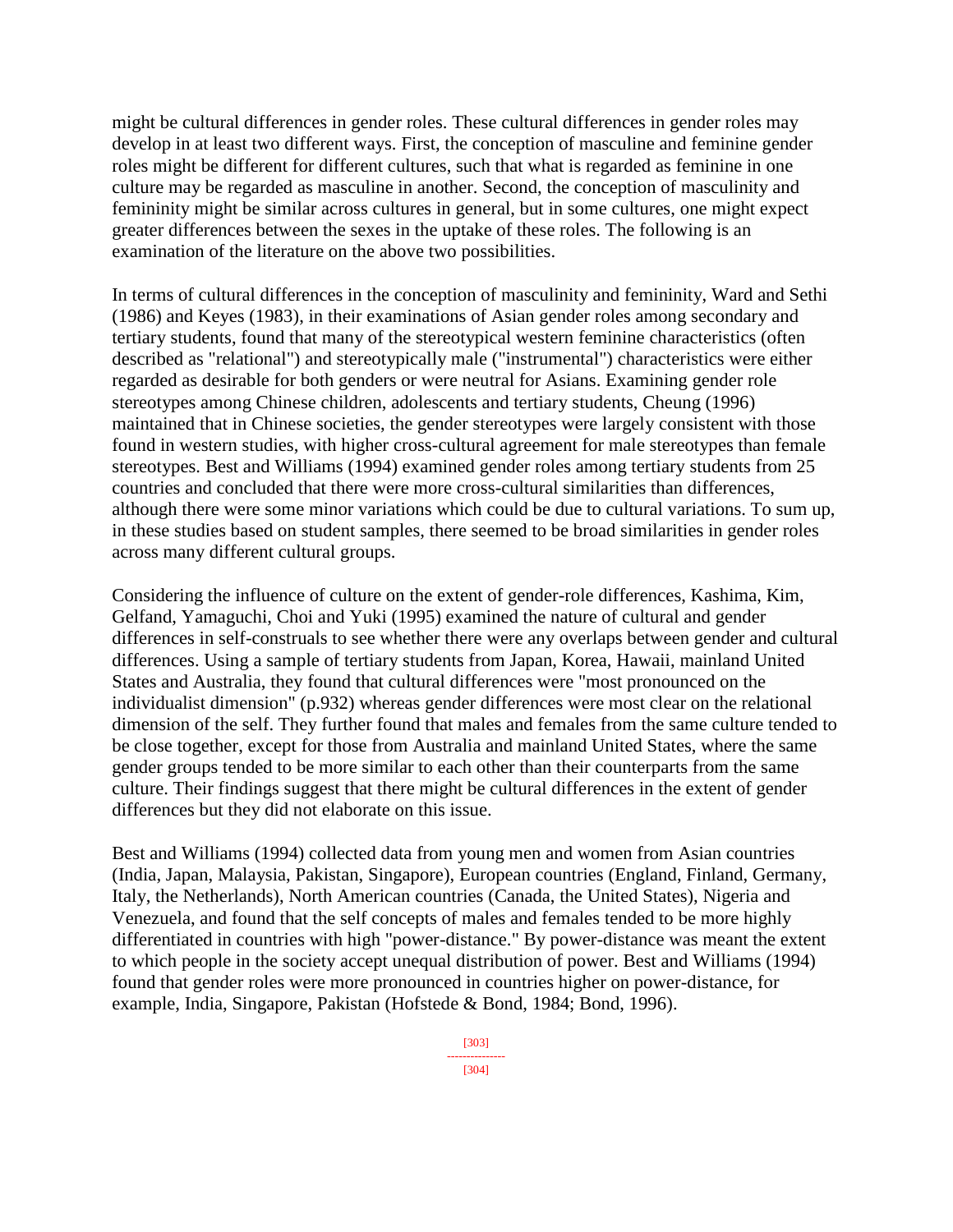might be cultural differences in gender roles. These cultural differences in gender roles may develop in at least two different ways. First, the conception of masculine and feminine gender roles might be different for different cultures, such that what is regarded as feminine in one culture may be regarded as masculine in another. Second, the conception of masculinity and femininity might be similar across cultures in general, but in some cultures, one might expect greater differences between the sexes in the uptake of these roles. The following is an examination of the literature on the above two possibilities.

In terms of cultural differences in the conception of masculinity and femininity, Ward and Sethi (1986) and Keyes (1983), in their examinations of Asian gender roles among secondary and tertiary students, found that many of the stereotypical western feminine characteristics (often described as "relational") and stereotypically male ("instrumental") characteristics were either regarded as desirable for both genders or were neutral for Asians. Examining gender role stereotypes among Chinese children, adolescents and tertiary students, Cheung (1996) maintained that in Chinese societies, the gender stereotypes were largely consistent with those found in western studies, with higher cross-cultural agreement for male stereotypes than female stereotypes. Best and Williams (1994) examined gender roles among tertiary students from 25 countries and concluded that there were more cross-cultural similarities than differences, although there were some minor variations which could be due to cultural variations. To sum up, in these studies based on student samples, there seemed to be broad similarities in gender roles across many different cultural groups.

Considering the influence of culture on the extent of gender-role differences, Kashima, Kim, Gelfand, Yamaguchi, Choi and Yuki (1995) examined the nature of cultural and gender differences in self-construals to see whether there were any overlaps between gender and cultural differences. Using a sample of tertiary students from Japan, Korea, Hawaii, mainland United States and Australia, they found that cultural differences were "most pronounced on the individualist dimension" (p.932) whereas gender differences were most clear on the relational dimension of the self. They further found that males and females from the same culture tended to be close together, except for those from Australia and mainland United States, where the same gender groups tended to be more similar to each other than their counterparts from the same culture. Their findings suggest that there might be cultural differences in the extent of gender differences but they did not elaborate on this issue.

Best and Williams (1994) collected data from young men and women from Asian countries (India, Japan, Malaysia, Pakistan, Singapore), European countries (England, Finland, Germany, Italy, the Netherlands), North American countries (Canada, the United States), Nigeria and Venezuela, and found that the self concepts of males and females tended to be more highly differentiated in countries with high "power-distance." By power-distance was meant the extent to which people in the society accept unequal distribution of power. Best and Williams (1994) found that gender roles were more pronounced in countries higher on power-distance, for example, India, Singapore, Pakistan (Hofstede & Bond, 1984; Bond, 1996).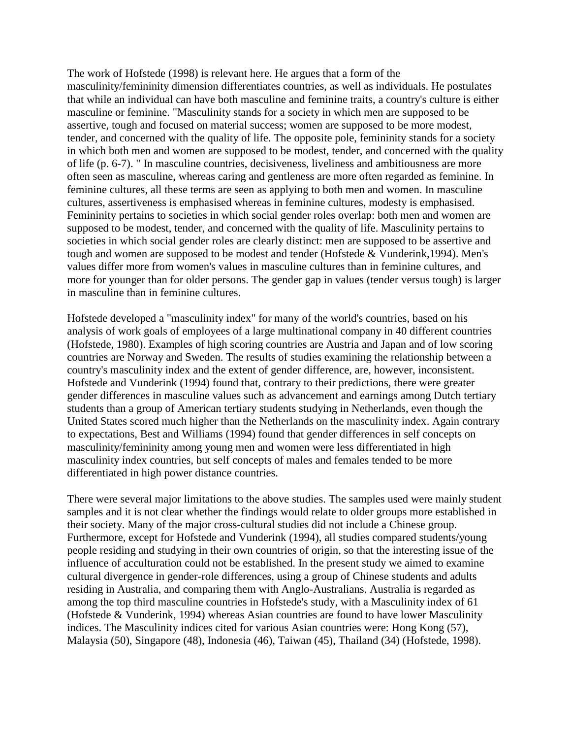The work of Hofstede (1998) is relevant here. He argues that a form of the masculinity/femininity dimension differentiates countries, as well as individuals. He postulates that while an individual can have both masculine and feminine traits, a country's culture is either masculine or feminine. "Masculinity stands for a society in which men are supposed to be assertive, tough and focused on material success; women are supposed to be more modest, tender, and concerned with the quality of life. The opposite pole, femininity stands for a society in which both men and women are supposed to be modest, tender, and concerned with the quality of life (p. 6-7). " In masculine countries, decisiveness, liveliness and ambitiousness are more often seen as masculine, whereas caring and gentleness are more often regarded as feminine. In feminine cultures, all these terms are seen as applying to both men and women. In masculine cultures, assertiveness is emphasised whereas in feminine cultures, modesty is emphasised. Femininity pertains to societies in which social gender roles overlap: both men and women are supposed to be modest, tender, and concerned with the quality of life. Masculinity pertains to societies in which social gender roles are clearly distinct: men are supposed to be assertive and tough and women are supposed to be modest and tender (Hofstede & Vunderink,1994). Men's values differ more from women's values in masculine cultures than in feminine cultures, and more for younger than for older persons. The gender gap in values (tender versus tough) is larger in masculine than in feminine cultures.

Hofstede developed a "masculinity index" for many of the world's countries, based on his analysis of work goals of employees of a large multinational company in 40 different countries (Hofstede, 1980). Examples of high scoring countries are Austria and Japan and of low scoring countries are Norway and Sweden. The results of studies examining the relationship between a country's masculinity index and the extent of gender difference, are, however, inconsistent. Hofstede and Vunderink (1994) found that, contrary to their predictions, there were greater gender differences in masculine values such as advancement and earnings among Dutch tertiary students than a group of American tertiary students studying in Netherlands, even though the United States scored much higher than the Netherlands on the masculinity index. Again contrary to expectations, Best and Williams (1994) found that gender differences in self concepts on masculinity/femininity among young men and women were less differentiated in high masculinity index countries, but self concepts of males and females tended to be more differentiated in high power distance countries.

There were several major limitations to the above studies. The samples used were mainly student samples and it is not clear whether the findings would relate to older groups more established in their society. Many of the major cross-cultural studies did not include a Chinese group. Furthermore, except for Hofstede and Vunderink (1994), all studies compared students/young people residing and studying in their own countries of origin, so that the interesting issue of the influence of acculturation could not be established. In the present study we aimed to examine cultural divergence in gender-role differences, using a group of Chinese students and adults residing in Australia, and comparing them with Anglo-Australians. Australia is regarded as among the top third masculine countries in Hofstede's study, with a Masculinity index of 61 (Hofstede & Vunderink, 1994) whereas Asian countries are found to have lower Masculinity indices. The Masculinity indices cited for various Asian countries were: Hong Kong (57), Malaysia (50), Singapore (48), Indonesia (46), Taiwan (45), Thailand (34) (Hofstede, 1998).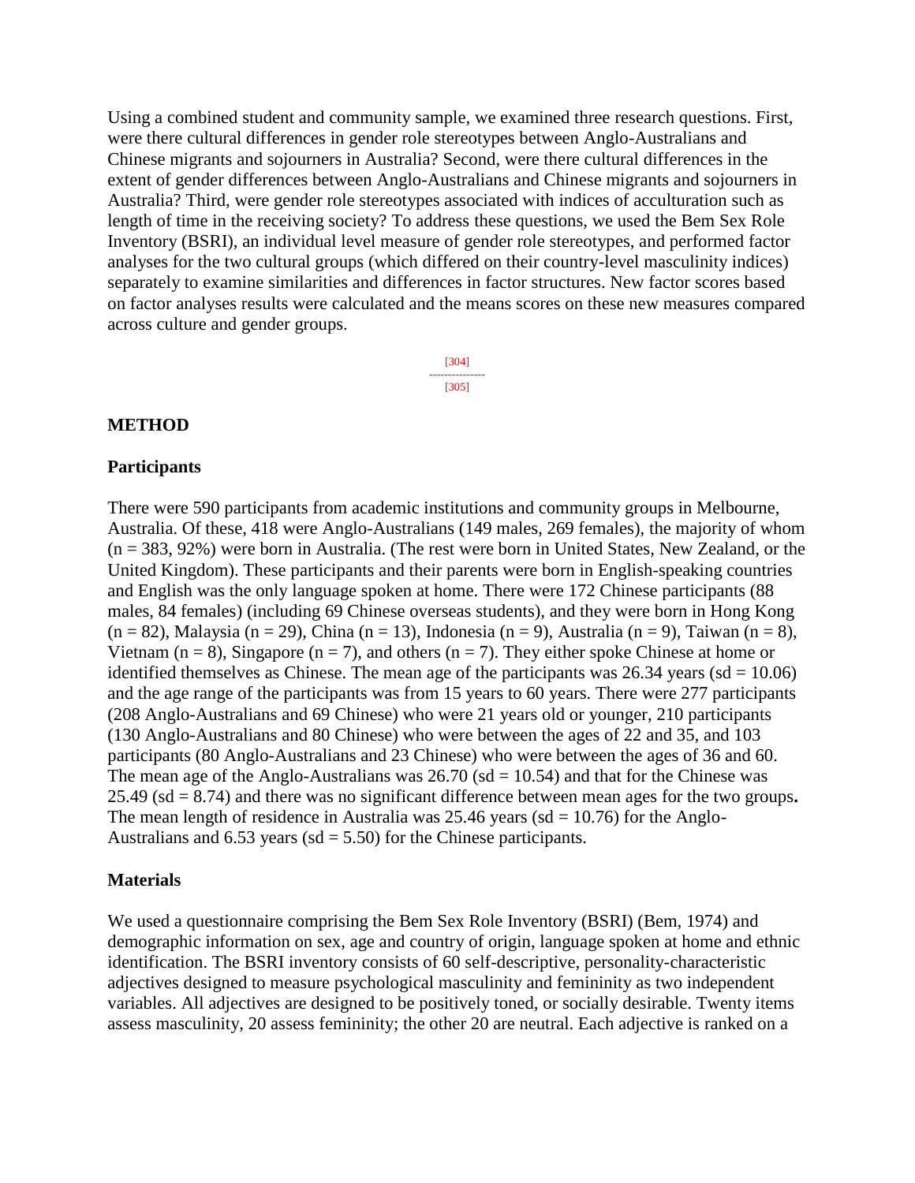Using a combined student and community sample, we examined three research questions. First, were there cultural differences in gender role stereotypes between Anglo-Australians and Chinese migrants and sojourners in Australia? Second, were there cultural differences in the extent of gender differences between Anglo-Australians and Chinese migrants and sojourners in Australia? Third, were gender role stereotypes associated with indices of acculturation such as length of time in the receiving society? To address these questions, we used the Bem Sex Role Inventory (BSRI), an individual level measure of gender role stereotypes, and performed factor analyses for the two cultural groups (which differed on their country-level masculinity indices) separately to examine similarities and differences in factor structures. New factor scores based on factor analyses results were calculated and the means scores on these new measures compared across culture and gender groups.

## METHOD

### Participants

There were 590 participants from academic institutions and community groups in Melbourne, Australia. Of these, 418 were Anglo-Australians (149 males, 269 females), the majority of whom (n = 383, 92%) were born in Australia. (The rest were born in United States, New Zealand, or the United Kingdom). These participants and their parents were born in English-speaking countries and English was the only language spoken at home. There were 172 Chinese participants (88 males, 84 females) (including 69 Chinese overseas students), and they were born in Hong Kong (n = 82), Malaysia (n = 29), China (n = 13), Indonesia (n = 9), Australia (n = 9), Taiwan (n = 8), Vietnam (n = 8), Singapore (n = 7), and others (n = 7). They either spoke Chinese at home or identified themselves as Chinese. The mean age of the participants was 26.34 years (sd = 10.06) and the age range of the participants was from 15 years to 60 years. There were 277 participants (208 Anglo-Australians and 69 Chinese) who were 21 years old or younger, 210 participants (130 Anglo-Australians and 80 Chinese) who were between the ages of 22 and 35, and 103 participants (80 Anglo-Australians and 23 Chinese) who were between the ages of 36 and 60. The mean age of the Anglo-Australians was 26.70 (sd = 10.54) and that for the Chinese was 25.49 (sd = 8.74) and there was no significant difference between mean ages for the two groups**.** The mean length of residence in Australia was 25.46 years (sd = 10.76) for the Anglo-Australians and 6.53 years (sd = 5.50) for the Chinese participants.

### Materials

We used a questionnaire comprising the Bem Sex Role Inventory (BSRI) (Bem, 1974) and demographic information on sex, age and country of origin, language spoken at home and ethnic identification. The BSRI inventory consists of 60 self-descriptive, personality-characteristic adjectives designed to measure psychological masculinity and femininity as two independent variables. All adjectives are designed to be positively toned, or socially desirable. Twenty items assess masculinity, 20 assess femininity; the other 20 are neutral. Each adjective is ranked on a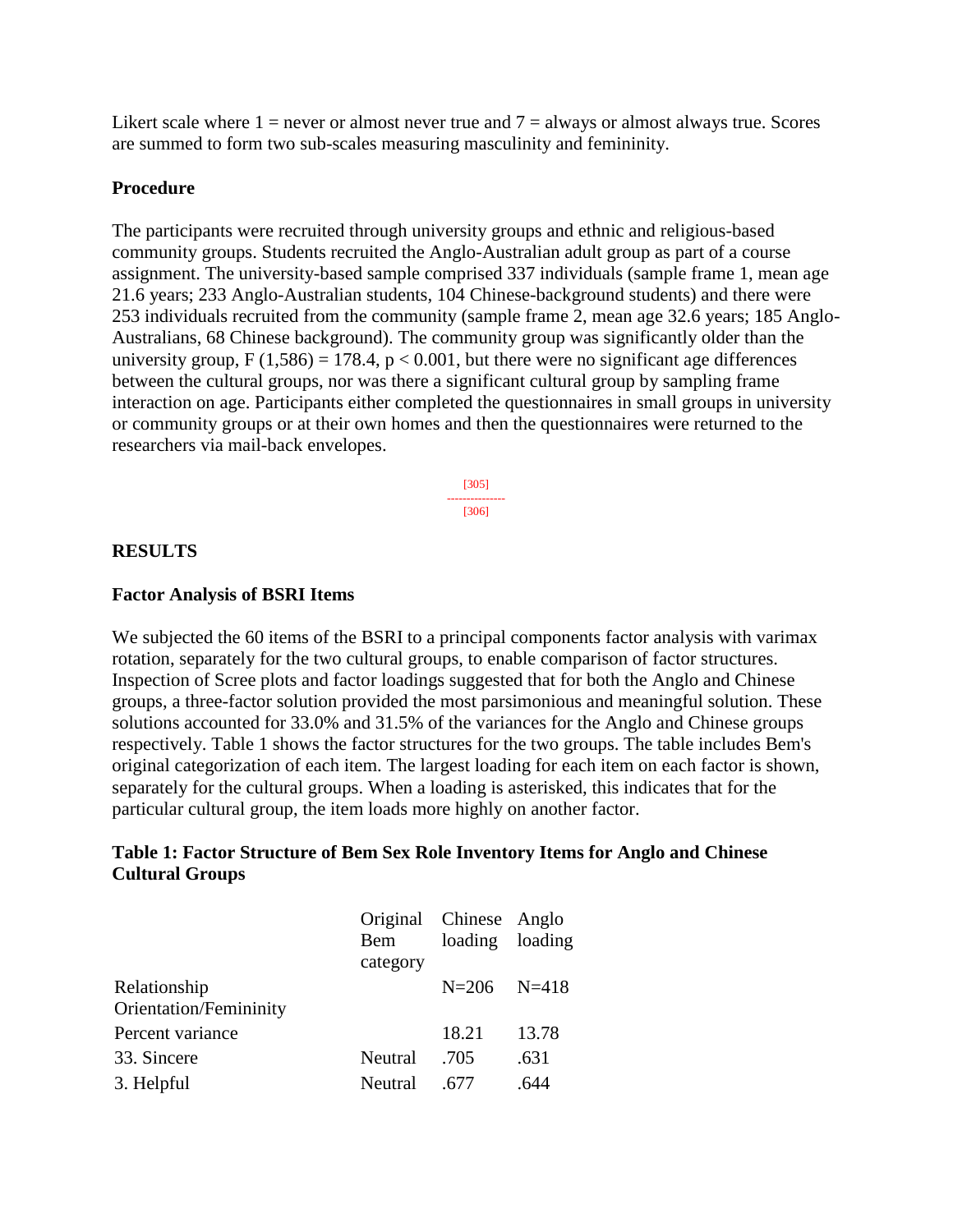Likert scale where 1 = never or almost never true and 7 = always or almost always true. Scores are summed to form two sub-scales measuring masculinity and femininity.

### Procedure

The participants were recruited through university groups and ethnic and religious-based community groups. Students recruited the Anglo-Australian adult group as part of a course assignment. The university-based sample comprised 337 individuals (sample frame 1, mean age 21.6 years; 233 Anglo-Australian students, 104 Chinese-background students) and there were 253 individuals recruited from the community (sample frame 2, mean age 32.6 years; 185 Anglo-Australians, 68 Chinese background). The community group was significantly older than the university group, $F(1,586) = 178.4$, $p < 0.001$, but there were no significant age differences between the cultural groups, nor was there a significant cultural group by sampling frame interaction on age. Participants either completed the questionnaires in small groups in university or community groups or at their own homes and then the questionnaires were returned to the researchers via mail-back envelopes.

## RESULTS

### Factor Analysis of BSRI Items

We subjected the 60 items of the BSRI to a principal components factor analysis with varimax rotation, separately for the two cultural groups, to enable comparison of factor structures. Inspection of Scree plots and factor loadings suggested that for both the Anglo and Chinese groups, a three-factor solution provided the most parsimonious and meaningful solution. These solutions accounted for 33.0% and 31.5% of the variances for the Anglo and Chinese groups respectively. Table 1 shows the factor structures for the two groups. The table includes Bem's original categorization of each item. The largest loading for each item on each factor is shown, separately for the cultural groups. When a loading is asterisked, this indicates that for the particular cultural group, the item loads more highly on another factor.

**Table 1: Factor Structure of Bem Sex Role Inventory Items for Anglo and Chinese Cultural Groups**

| | Original Bem category | Chinese loading | Anglo loading |
|---|---|---|---|
| Relationship Orientation/Femininity | | N=206 | N=418 |
| Percent variance | | 18.21 | 13.78 |
| 33. Sincere | Neutral | .705 | .631 |
| 3. Helpful | Neutral | .677 | .644 |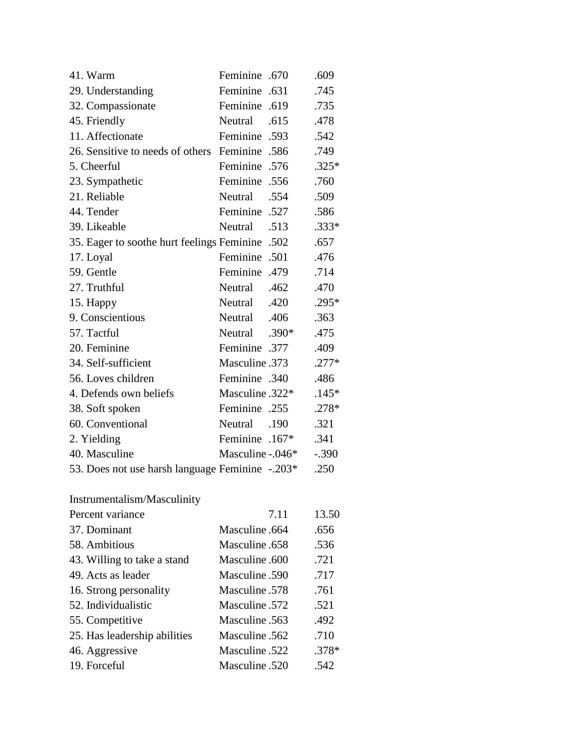| Item | Classification | | |
|---|---|---|---|
| 41. Warm | Feminine | .670 | .609 |
| 29. Understanding | Feminine | .631 | .745 |
| 32. Compassionate | Feminine | .619 | .735 |
| 45. Friendly | Neutral | .615 | .478 |
| 11. Affectionate | Feminine | .593 | .542 |
| 26. Sensitive to needs of others | Feminine | .586 | .749 |
| 5. Cheerful | Feminine | .576 | .325* |
| 23. Sympathetic | Feminine | .556 | .760 |
| 21. Reliable | Neutral | .554 | .509 |
| 44. Tender | Feminine | .527 | .586 |
| 39. Likeable | Neutral | .513 | .333* |
| 35. Eager to soothe hurt feelings | Feminine | .502 | .657 |
| 17. Loyal | Feminine | .501 | .476 |
| 59. Gentle | Feminine | .479 | .714 |
| 27. Truthful | Neutral | .462 | .470 |
| 15. Happy | Neutral | .420 | .295* |
| 9. Conscientious | Neutral | .406 | .363 |
| 57. Tactful | Neutral | .390* | .475 |
| 20. Feminine | Feminine | .377 | .409 |
| 34. Self-sufficient | Masculine | .373 | .277* |
| 56. Loves children | Feminine | .340 | .486 |
| 4. Defends own beliefs | Masculine | .322* | .145* |
| 38. Soft spoken | Feminine | .255 | .278* |
| 60. Conventional | Neutral | .190 | .321 |
| 2. Yielding | Feminine | .167* | .341 |
| 40. Masculine | Masculine | -.046* | -.390 |
| 53. Does not use harsh language | Feminine | -.203* | .250 |
| | | | |
| Instrumentalism/Masculinity | | | |
| Percent variance | | 7.11 | 13.50 |
| 37. Dominant | Masculine | .664 | .656 |
| 58. Ambitious | Masculine | .658 | .536 |
| 43. Willing to take a stand | Masculine | .600 | .721 |
| 49. Acts as leader | Masculine | .590 | .717 |
| 16. Strong personality | Masculine | .578 | .761 |
| 52. Individualistic | Masculine | .572 | .521 |
| 55. Competitive | Masculine | .563 | .492 |
| 25. Has leadership abilities | Masculine | .562 | .710 |
| 46. Aggressive | Masculine | .522 | .378* |
| 19. Forceful | Masculine | .520 | .542 |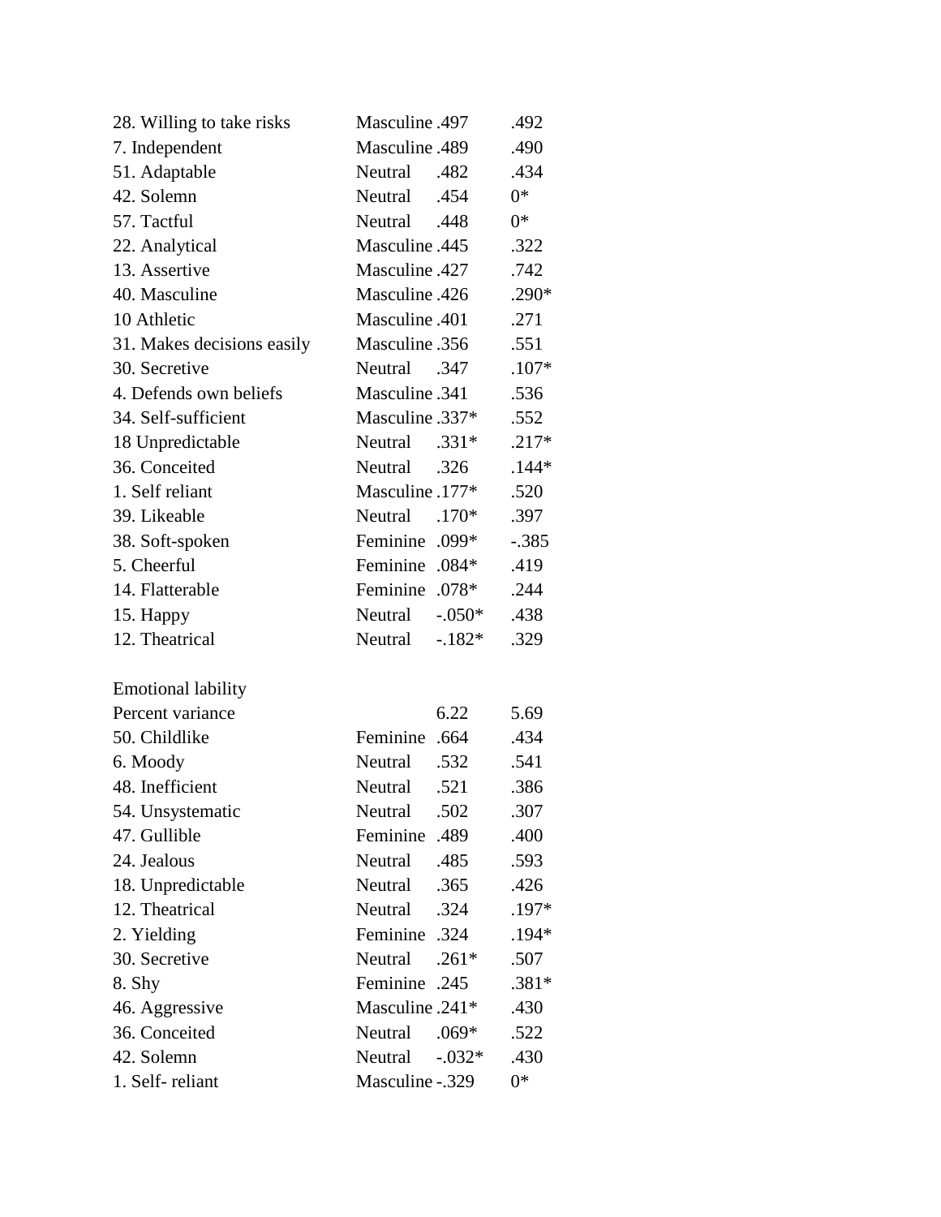| | | | |
|---|---|---|---|
| 28. Willing to take risks | Masculine | .497 | .492 |
| 7. Independent | Masculine | .489 | .490 |
| 51. Adaptable | Neutral | .482 | .434 |
| 42. Solemn | Neutral | .454 | 0* |
| 57. Tactful | Neutral | .448 | 0* |
| 22. Analytical | Masculine | .445 | .322 |
| 13. Assertive | Masculine | .427 | .742 |
| 40. Masculine | Masculine | .426 | .290* |
| 10 Athletic | Masculine | .401 | .271 |
| 31. Makes decisions easily | Masculine | .356 | .551 |
| 30. Secretive | Neutral | .347 | .107* |
| 4. Defends own beliefs | Masculine | .341 | .536 |
| 34. Self-sufficient | Masculine | .337* | .552 |
| 18 Unpredictable | Neutral | .331* | .217* |
| 36. Conceited | Neutral | .326 | .144* |
| 1. Self reliant | Masculine | .177* | .520 |
| 39. Likeable | Neutral | .170* | .397 |
| 38. Soft-spoken | Feminine | .099* | -.385 |
| 5. Cheerful | Feminine | .084* | .419 |
| 14. Flatterable | Feminine | .078* | .244 |
| 15. Happy | Neutral | -.050* | .438 |
| 12. Theatrical | Neutral | -.182* | .329 |
| | | | |
| Emotional lability | | | |
| Percent variance | | 6.22 | 5.69 |
| 50. Childlike | Feminine | .664 | .434 |
| 6. Moody | Neutral | .532 | .541 |
| 48. Inefficient | Neutral | .521 | .386 |
| 54. Unsystematic | Neutral | .502 | .307 |
| 47. Gullible | Feminine | .489 | .400 |
| 24. Jealous | Neutral | .485 | .593 |
| 18. Unpredictable | Neutral | .365 | .426 |
| 12. Theatrical | Neutral | .324 | .197* |
| 2. Yielding | Feminine | .324 | .194* |
| 30. Secretive | Neutral | .261* | .507 |
| 8. Shy | Feminine | .245 | .381* |
| 46. Aggressive | Masculine | .241* | .430 |
| 36. Conceited | Neutral | .069* | .522 |
| 42. Solemn | Neutral | -.032* | .430 |
| 1. Self- reliant | Masculine | -.329 | 0* |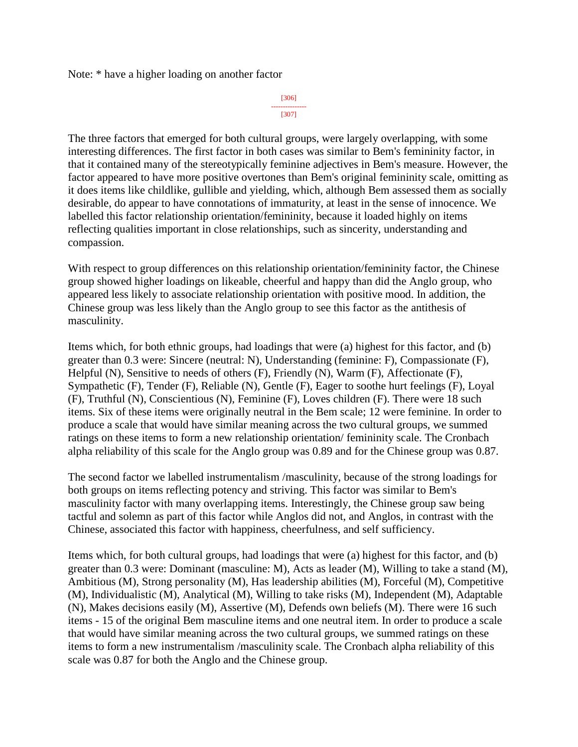Note: * have a higher loading on another factor

The three factors that emerged for both cultural groups, were largely overlapping, with some interesting differences. The first factor in both cases was similar to Bem's femininity factor, in that it contained many of the stereotypically feminine adjectives in Bem's measure. However, the factor appeared to have more positive overtones than Bem's original femininity scale, omitting as it does items like childlike, gullible and yielding, which, although Bem assessed them as socially desirable, do appear to have connotations of immaturity, at least in the sense of innocence. We labelled this factor relationship orientation/femininity, because it loaded highly on items reflecting qualities important in close relationships, such as sincerity, understanding and compassion.

With respect to group differences on this relationship orientation/femininity factor, the Chinese group showed higher loadings on likeable, cheerful and happy than did the Anglo group, who appeared less likely to associate relationship orientation with positive mood. In addition, the Chinese group was less likely than the Anglo group to see this factor as the antithesis of masculinity.

Items which, for both ethnic groups, had loadings that were (a) highest for this factor, and (b) greater than 0.3 were: Sincere (neutral: N), Understanding (feminine: F), Compassionate (F), Helpful (N), Sensitive to needs of others (F), Friendly (N), Warm (F), Affectionate (F), Sympathetic (F), Tender (F), Reliable (N), Gentle (F), Eager to soothe hurt feelings (F), Loyal (F), Truthful (N), Conscientious (N), Feminine (F), Loves children (F). There were 18 such items. Six of these items were originally neutral in the Bem scale; 12 were feminine. In order to produce a scale that would have similar meaning across the two cultural groups, we summed ratings on these items to form a new relationship orientation/ femininity scale. The Cronbach alpha reliability of this scale for the Anglo group was 0.89 and for the Chinese group was 0.87.

The second factor we labelled instrumentalism /masculinity, because of the strong loadings for both groups on items reflecting potency and striving. This factor was similar to Bem's masculinity factor with many overlapping items. Interestingly, the Chinese group saw being tactful and solemn as part of this factor while Anglos did not, and Anglos, in contrast with the Chinese, associated this factor with happiness, cheerfulness, and self sufficiency.

Items which, for both cultural groups, had loadings that were (a) highest for this factor, and (b) greater than 0.3 were: Dominant (masculine: M), Acts as leader (M), Willing to take a stand (M), Ambitious (M), Strong personality (M), Has leadership abilities (M), Forceful (M), Competitive (M), Individualistic (M), Analytical (M), Willing to take risks (M), Independent (M), Adaptable (N), Makes decisions easily (M), Assertive (M), Defends own beliefs (M). There were 16 such items - 15 of the original Bem masculine items and one neutral item. In order to produce a scale that would have similar meaning across the two cultural groups, we summed ratings on these items to form a new instrumentalism /masculinity scale. The Cronbach alpha reliability of this scale was 0.87 for both the Anglo and the Chinese group.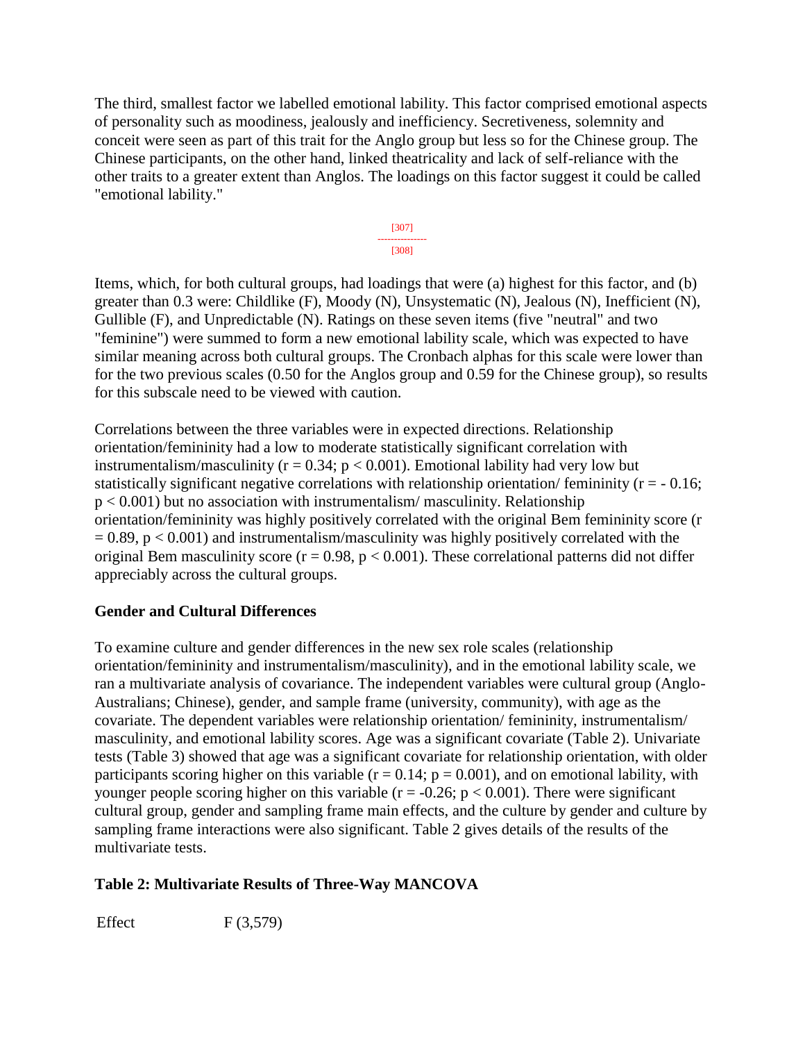The third, smallest factor we labelled emotional lability. This factor comprised emotional aspects of personality such as moodiness, jealously and inefficiency. Secretiveness, solemnity and conceit were seen as part of this trait for the Anglo group but less so for the Chinese group. The Chinese participants, on the other hand, linked theatricality and lack of self-reliance with the other traits to a greater extent than Anglos. The loadings on this factor suggest it could be called "emotional lability."

Items, which, for both cultural groups, had loadings that were (a) highest for this factor, and (b) greater than 0.3 were: Childlike (F), Moody (N), Unsystematic (N), Jealous (N), Inefficient (N), Gullible (F), and Unpredictable (N). Ratings on these seven items (five "neutral" and two "feminine") were summed to form a new emotional lability scale, which was expected to have similar meaning across both cultural groups. The Cronbach alphas for this scale were lower than for the two previous scales (0.50 for the Anglos group and 0.59 for the Chinese group), so results for this subscale need to be viewed with caution.

Correlations between the three variables were in expected directions. Relationship orientation/femininity had a low to moderate statistically significant correlation with instrumentalism/masculinity ($r = 0.34$; $p < 0.001$). Emotional lability had very low but statistically significant negative correlations with relationship orientation/ femininity ($r = -0.16$; $p < 0.001$) but no association with instrumentalism/ masculinity. Relationship orientation/femininity was highly positively correlated with the original Bem femininity score ($r = 0.89$, $p < 0.001$) and instrumentalism/masculinity was highly positively correlated with the original Bem masculinity score ($r = 0.98$, $p < 0.001$). These correlational patterns did not differ appreciably across the cultural groups.

### Gender and Cultural Differences

To examine culture and gender differences in the new sex role scales (relationship orientation/femininity and instrumentalism/masculinity), and in the emotional lability scale, we ran a multivariate analysis of covariance. The independent variables were cultural group (Anglo-Australians; Chinese), gender, and sample frame (university, community), with age as the covariate. The dependent variables were relationship orientation/ femininity, instrumentalism/ masculinity, and emotional lability scores. Age was a significant covariate (Table 2). Univariate tests (Table 3) showed that age was a significant covariate for relationship orientation, with older participants scoring higher on this variable ($r = 0.14$; $p = 0.001$), and on emotional lability, with younger people scoring higher on this variable ($r = -0.26$; $p < 0.001$). There were significant cultural group, gender and sampling frame main effects, and the culture by gender and culture by sampling frame interactions were also significant. Table 2 gives details of the results of the multivariate tests.

### Table 2: Multivariate Results of Three-Way MANCOVA

| Effect | $F_{(3,579)}$ |
| --- | --- |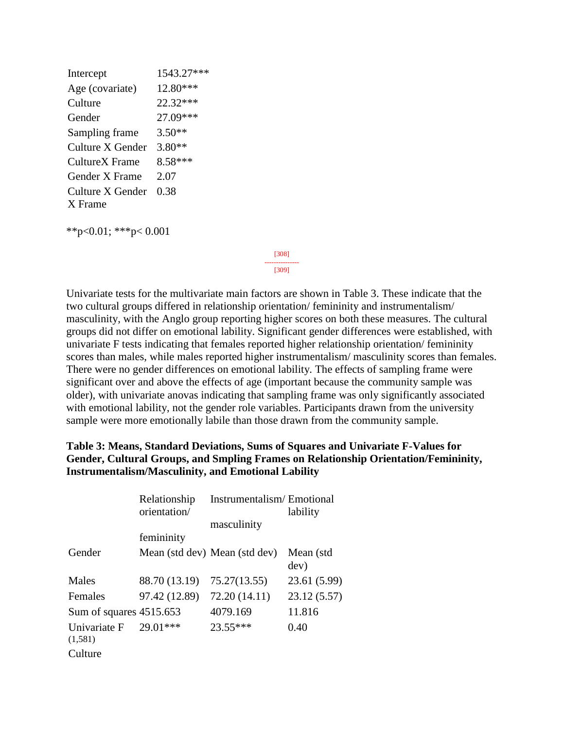| | |
|---|---|
| Intercept | 1543.27*** |
| Age (covariate) | 12.80*** |
| Culture | 22.32*** |
| Gender | 27.09*** |
| Sampling frame | 3.50** |
| Culture X Gender | 3.80** |
| CultureX Frame | 8.58*** |
| Gender X Frame | 2.07 |
| Culture X Gender X Frame | 0.38 |

**p<0.01; ***p< 0.001

Univariate tests for the multivariate main factors are shown in Table 3. These indicate that the two cultural groups differed in relationship orientation/ femininity and instrumentalism/ masculinity, with the Anglo group reporting higher scores on both these measures. The cultural groups did not differ on emotional lability. Significant gender differences were established, with univariate F tests indicating that females reported higher relationship orientation/ femininity scores than males, while males reported higher instrumentalism/ masculinity scores than females. There were no gender differences on emotional lability. The effects of sampling frame were significant over and above the effects of age (important because the community sample was older), with univariate anovas indicating that sampling frame was only significantly associated with emotional lability, not the gender role variables. Participants drawn from the university sample were more emotionally labile than those drawn from the community sample.

**Table 3: Means, Standard Deviations, Sums of Squares and Univariate F-Values for Gender, Cultural Groups, and Smpling Frames on Relationship Orientation/Femininity, Instrumentalism/Masculinity, and Emotional Lability**

| | Relationship orientation/ femininity | Instrumentalism/ masculinity | Emotional lability |
|---|---|---|---|
| Gender | Mean (std dev) | Mean (std dev) | Mean (std dev) |
| Males | 88.70 (13.19) | 75.27(13.55) | 23.61 (5.99) |
| Females | 97.42 (12.89) | 72.20 (14.11) | 23.12 (5.57) |
| Sum of squares | 4515.653 | 4079.169 | 11.816 |
| Univariate F (1,581) | 29.01*** | 23.55*** | 0.40 |
| Culture | | | |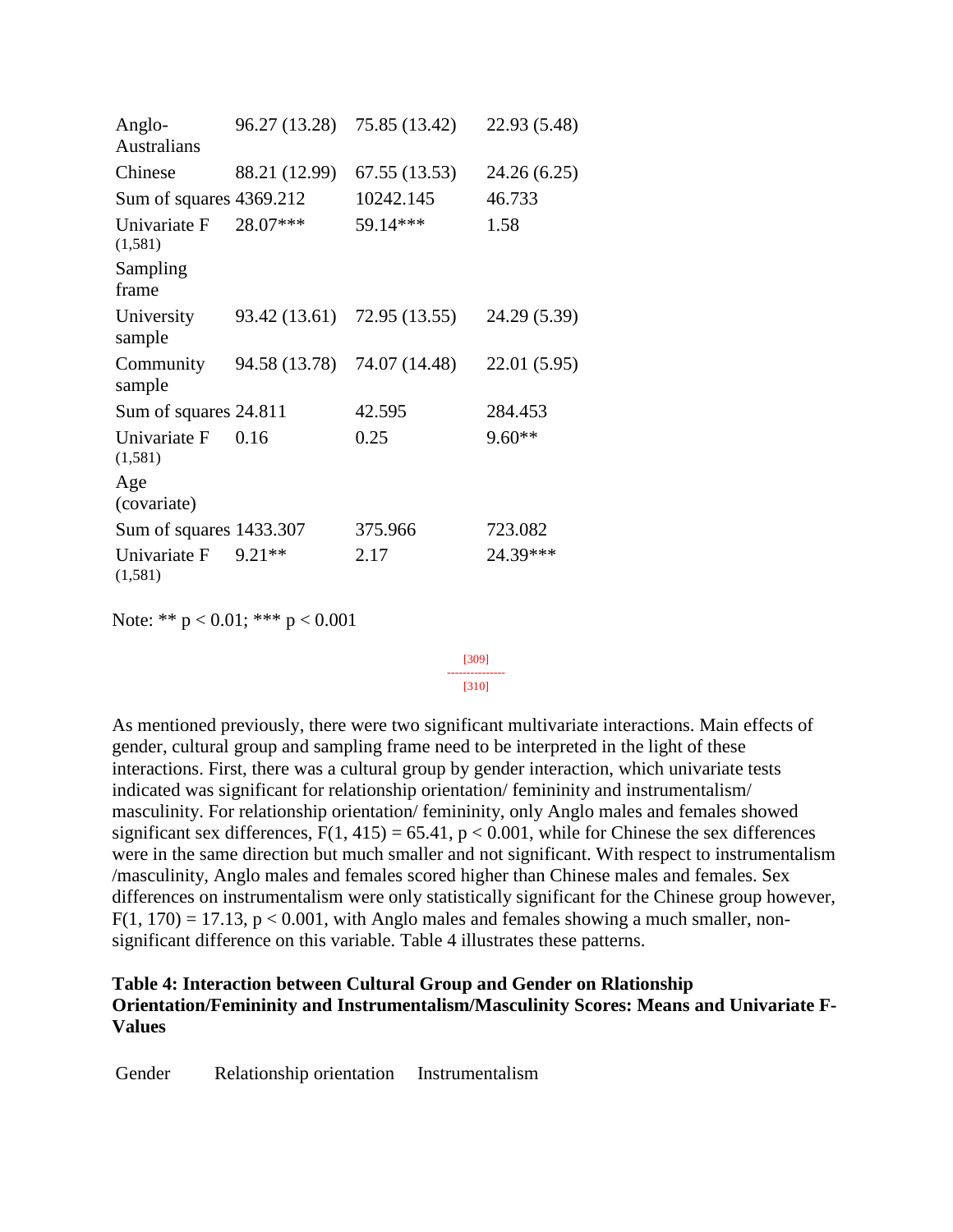| | | | |
|---|---|---|---|
| Anglo-Australians | 96.27 (13.28) | 75.85 (13.42) | 22.93 (5.48) |
| Chinese | 88.21 (12.99) | 67.55 (13.53) | 24.26 (6.25) |
| Sum of squares | 4369.212 | 10242.145 | 46.733 |
| Univariate F (1,581) | 28.07*** | 59.14*** | 1.58 |
| Sampling frame | | | |
| University sample | 93.42 (13.61) | 72.95 (13.55) | 24.29 (5.39) |
| Community sample | 94.58 (13.78) | 74.07 (14.48) | 22.01 (5.95) |
| Sum of squares | 24.811 | 42.595 | 284.453 |
| Univariate F (1,581) | 0.16 | 0.25 | 9.60** |
| Age (covariate) | | | |
| Sum of squares | 1433.307 | 375.966 | 723.082 |
| Univariate F (1,581) | 9.21** | 2.17 | 24.39*** |

Note: ** $p < 0.01$; *** $p < 0.001$

[309]
---------------
[310]

As mentioned previously, there were two significant multivariate interactions. Main effects of gender, cultural group and sampling frame need to be interpreted in the light of these interactions. First, there was a cultural group by gender interaction, which univariate tests indicated was significant for relationship orientation/ femininity and instrumentalism/ masculinity. For relationship orientation/ femininity, only Anglo males and females showed significant sex differences, $F(1, 415) = 65.41$, $p < 0.001$, while for Chinese the sex differences were in the same direction but much smaller and not significant. With respect to instrumentalism /masculinity, Anglo males and females scored higher than Chinese males and females. Sex differences on instrumentalism were only statistically significant for the Chinese group however, $F(1, 170) = 17.13$, $p < 0.001$, with Anglo males and females showing a much smaller, non-significant difference on this variable. Table 4 illustrates these patterns.

**Table 4: Interaction between Cultural Group and Gender on Rlationship Orientation/Femininity and Instrumentalism/Masculinity Scores: Means and Univariate F-Values**

| Gender | Relationship orientation | Instrumentalism |
|---|---|---|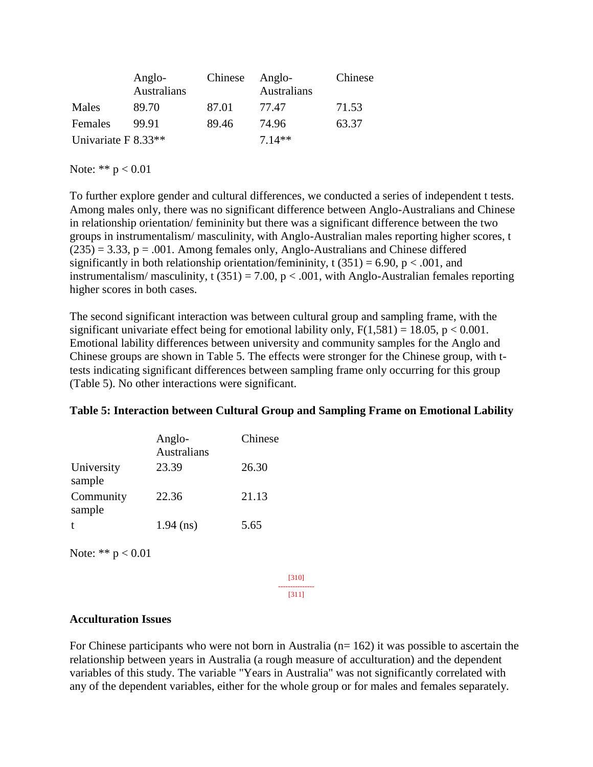| | Anglo-Australians | Chinese | Anglo-Australians | Chinese |
|---|---|---|---|---|
| Males | 89.70 | 87.01 | 77.47 | 71.53 |
| Females | 99.91 | 89.46 | 74.96 | 63.37 |
| Univariate F | 8.33** | | 7.14** | |

Note: ** $p < 0.01$

To further explore gender and cultural differences, we conducted a series of independent t tests. Among males only, there was no significant difference between Anglo-Australians and Chinese in relationship orientation/ femininity but there was a significant difference between the two groups in instrumentalism/ masculinity, with Anglo-Australian males reporting higher scores, $t(235) = 3.33$, $p = .001$. Among females only, Anglo-Australians and Chinese differed significantly in both relationship orientation/femininity, $t(351) = 6.90$, $p < .001$, and instrumentalism/ masculinity, $t(351) = 7.00$, $p < .001$, with Anglo-Australian females reporting higher scores in both cases.

The second significant interaction was between cultural group and sampling frame, with the significant univariate effect being for emotional lability only, $F(1,581) = 18.05$, $p < 0.001$. Emotional lability differences between university and community samples for the Anglo and Chinese groups are shown in Table 5. The effects were stronger for the Chinese group, with t-tests indicating significant differences between sampling frame only occurring for this group (Table 5). No other interactions were significant.

**Table 5: Interaction between Cultural Group and Sampling Frame on Emotional Lability**

| | Anglo-Australians | Chinese |
|---|---|---|
| University sample | 23.39 | 26.30 |
| Community sample | 22.36 | 21.13 |
| t | 1.94 (ns) | 5.65 |

Note: ** $p < 0.01$

### Acculturation Issues

For Chinese participants who were not born in Australia (n= 162) it was possible to ascertain the relationship between years in Australia (a rough measure of acculturation) and the dependent variables of this study. The variable "Years in Australia" was not significantly correlated with any of the dependent variables, either for the whole group or for males and females separately.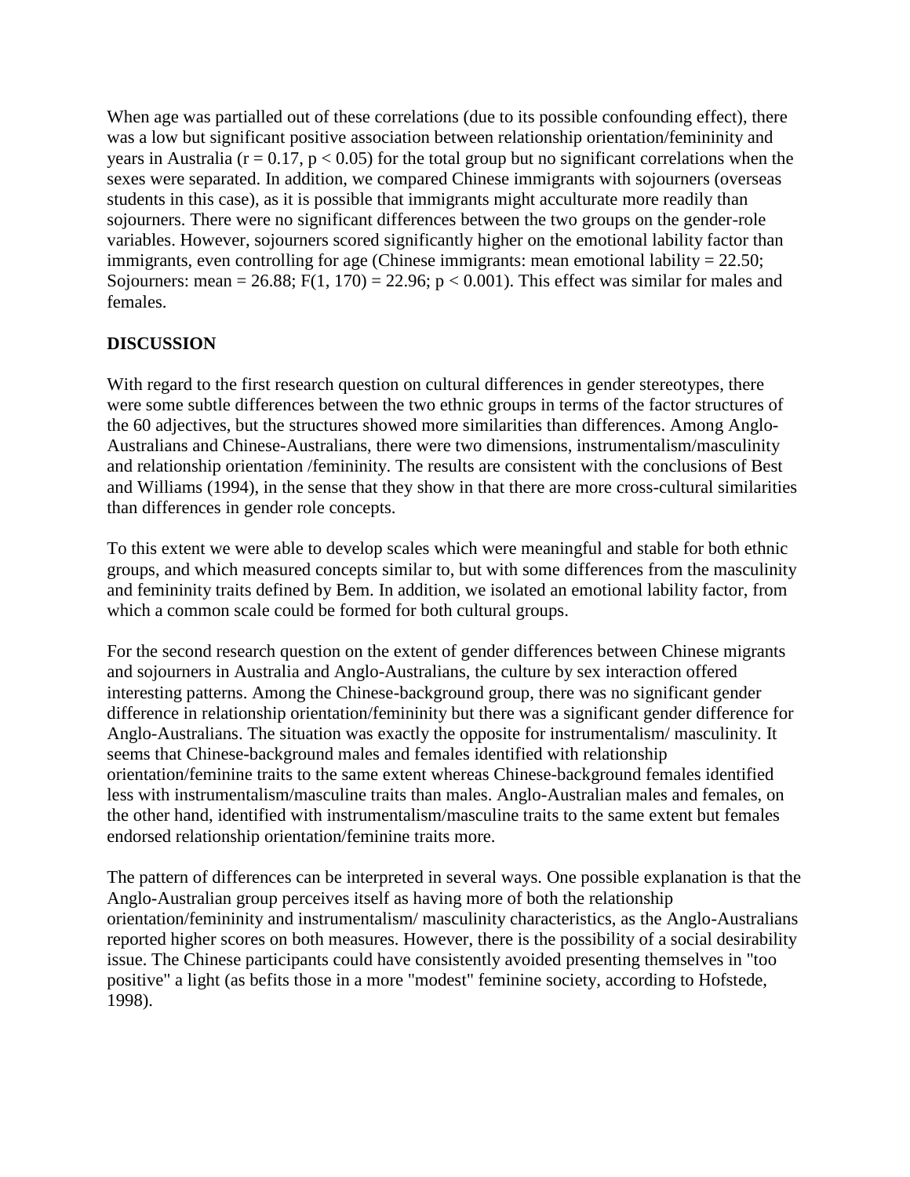When age was partialled out of these correlations (due to its possible confounding effect), there was a low but significant positive association between relationship orientation/femininity and years in Australia ($r = 0.17$, $p < 0.05$) for the total group but no significant correlations when the sexes were separated. In addition, we compared Chinese immigrants with sojourners (overseas students in this case), as it is possible that immigrants might acculturate more readily than sojourners. There were no significant differences between the two groups on the gender-role variables. However, sojourners scored significantly higher on the emotional lability factor than immigrants, even controlling for age (Chinese immigrants: mean emotional lability = 22.50; Sojourners: mean = 26.88; $F(1, 170) = 22.96$; $p < 0.001$). This effect was similar for males and females.

## DISCUSSION

With regard to the first research question on cultural differences in gender stereotypes, there were some subtle differences between the two ethnic groups in terms of the factor structures of the 60 adjectives, but the structures showed more similarities than differences. Among Anglo-Australians and Chinese-Australians, there were two dimensions, instrumentalism/masculinity and relationship orientation /femininity. The results are consistent with the conclusions of Best and Williams (1994), in the sense that they show in that there are more cross-cultural similarities than differences in gender role concepts.

To this extent we were able to develop scales which were meaningful and stable for both ethnic groups, and which measured concepts similar to, but with some differences from the masculinity and femininity traits defined by Bem. In addition, we isolated an emotional lability factor, from which a common scale could be formed for both cultural groups.

For the second research question on the extent of gender differences between Chinese migrants and sojourners in Australia and Anglo-Australians, the culture by sex interaction offered interesting patterns. Among the Chinese-background group, there was no significant gender difference in relationship orientation/femininity but there was a significant gender difference for Anglo-Australians. The situation was exactly the opposite for instrumentalism/ masculinity. It seems that Chinese-background males and females identified with relationship orientation/feminine traits to the same extent whereas Chinese-background females identified less with instrumentalism/masculine traits than males. Anglo-Australian males and females, on the other hand, identified with instrumentalism/masculine traits to the same extent but females endorsed relationship orientation/feminine traits more.

The pattern of differences can be interpreted in several ways. One possible explanation is that the Anglo-Australian group perceives itself as having more of both the relationship orientation/femininity and instrumentalism/ masculinity characteristics, as the Anglo-Australians reported higher scores on both measures. However, there is the possibility of a social desirability issue. The Chinese participants could have consistently avoided presenting themselves in "too positive" a light (as befits those in a more "modest" feminine society, according to Hofstede, 1998).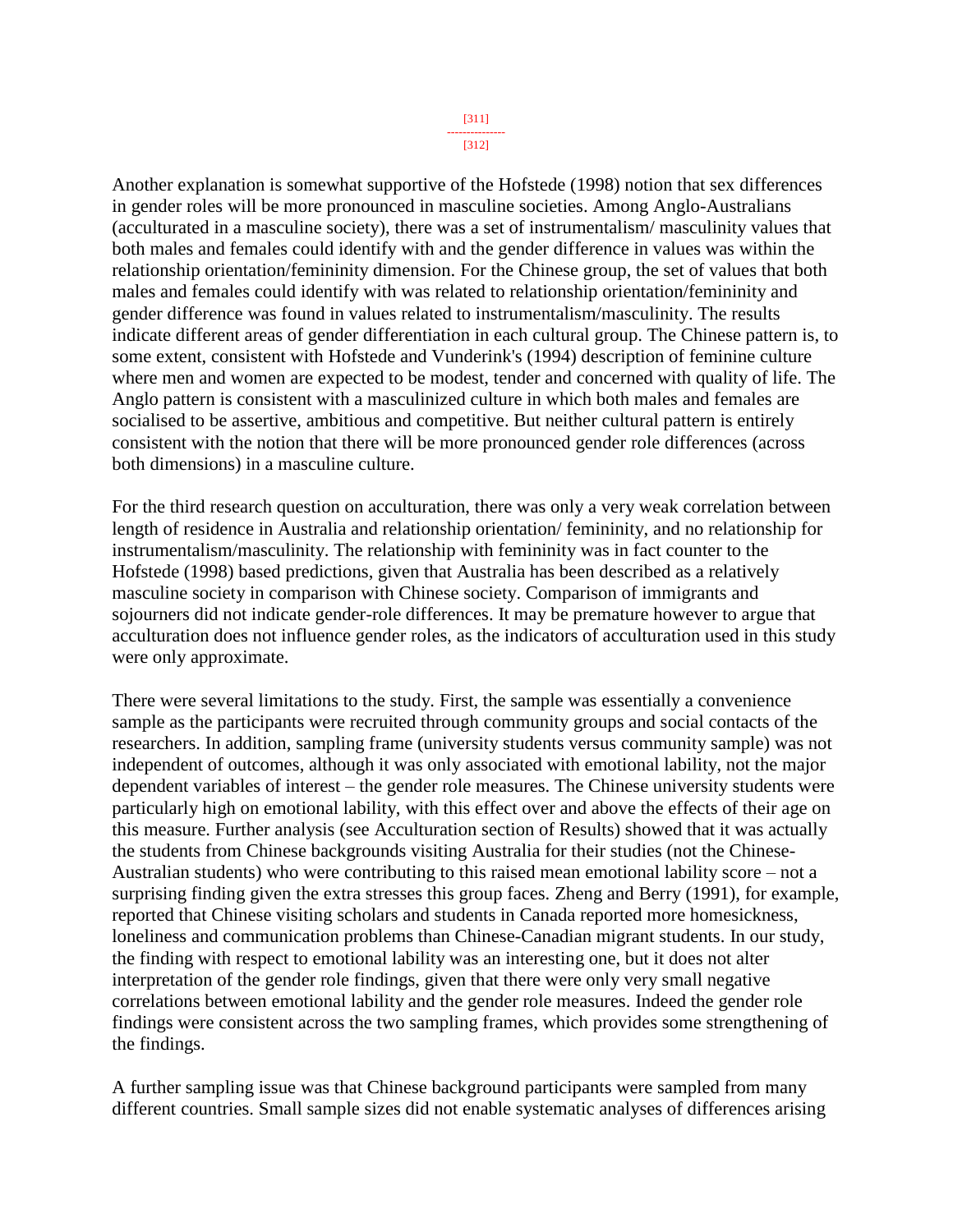Another explanation is somewhat supportive of the Hofstede (1998) notion that sex differences in gender roles will be more pronounced in masculine societies. Among Anglo-Australians (acculturated in a masculine society), there was a set of instrumentalism/ masculinity values that both males and females could identify with and the gender difference in values was within the relationship orientation/femininity dimension. For the Chinese group, the set of values that both males and females could identify with was related to relationship orientation/femininity and gender difference was found in values related to instrumentalism/masculinity. The results indicate different areas of gender differentiation in each cultural group. The Chinese pattern is, to some extent, consistent with Hofstede and Vunderink's (1994) description of feminine culture where men and women are expected to be modest, tender and concerned with quality of life. The Anglo pattern is consistent with a masculinized culture in which both males and females are socialised to be assertive, ambitious and competitive. But neither cultural pattern is entirely consistent with the notion that there will be more pronounced gender role differences (across both dimensions) in a masculine culture.

For the third research question on acculturation, there was only a very weak correlation between length of residence in Australia and relationship orientation/ femininity, and no relationship for instrumentalism/masculinity. The relationship with femininity was in fact counter to the Hofstede (1998) based predictions, given that Australia has been described as a relatively masculine society in comparison with Chinese society. Comparison of immigrants and sojourners did not indicate gender-role differences. It may be premature however to argue that acculturation does not influence gender roles, as the indicators of acculturation used in this study were only approximate.

There were several limitations to the study. First, the sample was essentially a convenience sample as the participants were recruited through community groups and social contacts of the researchers. In addition, sampling frame (university students versus community sample) was not independent of outcomes, although it was only associated with emotional lability, not the major dependent variables of interest – the gender role measures. The Chinese university students were particularly high on emotional lability, with this effect over and above the effects of their age on this measure. Further analysis (see Acculturation section of Results) showed that it was actually the students from Chinese backgrounds visiting Australia for their studies (not the Chinese-Australian students) who were contributing to this raised mean emotional lability score – not a surprising finding given the extra stresses this group faces. Zheng and Berry (1991), for example, reported that Chinese visiting scholars and students in Canada reported more homesickness, loneliness and communication problems than Chinese-Canadian migrant students. In our study, the finding with respect to emotional lability was an interesting one, but it does not alter interpretation of the gender role findings, given that there were only very small negative correlations between emotional lability and the gender role measures. Indeed the gender role findings were consistent across the two sampling frames, which provides some strengthening of the findings.

A further sampling issue was that Chinese background participants were sampled from many different countries. Small sample sizes did not enable systematic analyses of differences arising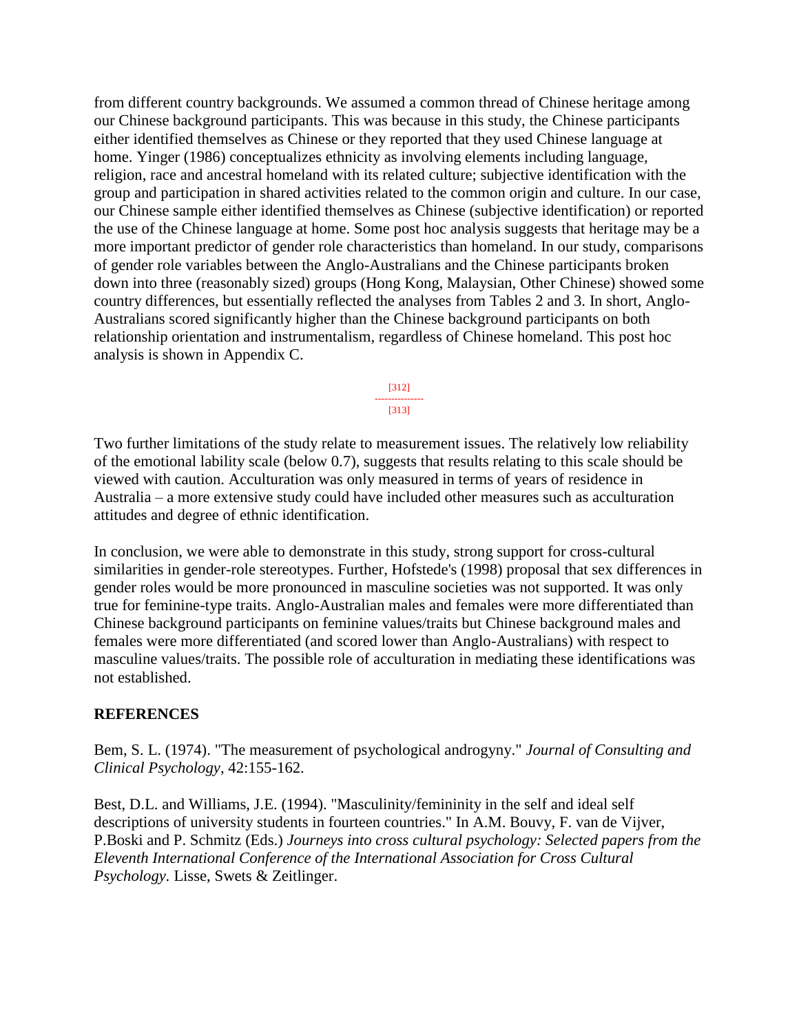from different country backgrounds. We assumed a common thread of Chinese heritage among our Chinese background participants. This was because in this study, the Chinese participants either identified themselves as Chinese or they reported that they used Chinese language at home. Yinger (1986) conceptualizes ethnicity as involving elements including language, religion, race and ancestral homeland with its related culture; subjective identification with the group and participation in shared activities related to the common origin and culture. In our case, our Chinese sample either identified themselves as Chinese (subjective identification) or reported the use of the Chinese language at home. Some post hoc analysis suggests that heritage may be a more important predictor of gender role characteristics than homeland. In our study, comparisons of gender role variables between the Anglo-Australians and the Chinese participants broken down into three (reasonably sized) groups (Hong Kong, Malaysian, Other Chinese) showed some country differences, but essentially reflected the analyses from Tables 2 and 3. In short, Anglo-Australians scored significantly higher than the Chinese background participants on both relationship orientation and instrumentalism, regardless of Chinese homeland. This post hoc analysis is shown in Appendix C.

Two further limitations of the study relate to measurement issues. The relatively low reliability of the emotional lability scale (below 0.7), suggests that results relating to this scale should be viewed with caution. Acculturation was only measured in terms of years of residence in Australia – a more extensive study could have included other measures such as acculturation attitudes and degree of ethnic identification.

In conclusion, we were able to demonstrate in this study, strong support for cross-cultural similarities in gender-role stereotypes. Further, Hofstede's (1998) proposal that sex differences in gender roles would be more pronounced in masculine societies was not supported. It was only true for feminine-type traits. Anglo-Australian males and females were more differentiated than Chinese background participants on feminine values/traits but Chinese background males and females were more differentiated (and scored lower than Anglo-Australians) with respect to masculine values/traits. The possible role of acculturation in mediating these identifications was not established.

## REFERENCES

Bem, S. L. (1974). "The measurement of psychological androgyny." *Journal of Consulting and Clinical Psychology*, 42:155-162.

Best, D.L. and Williams, J.E. (1994). "Masculinity/femininity in the self and ideal self descriptions of university students in fourteen countries." In A.M. Bouvy, F. van de Vijver, P.Boski and P. Schmitz (Eds.) *Journeys into cross cultural psychology: Selected papers from the Eleventh International Conference of the International Association for Cross Cultural Psychology*. Lisse, Swets & Zeitlinger.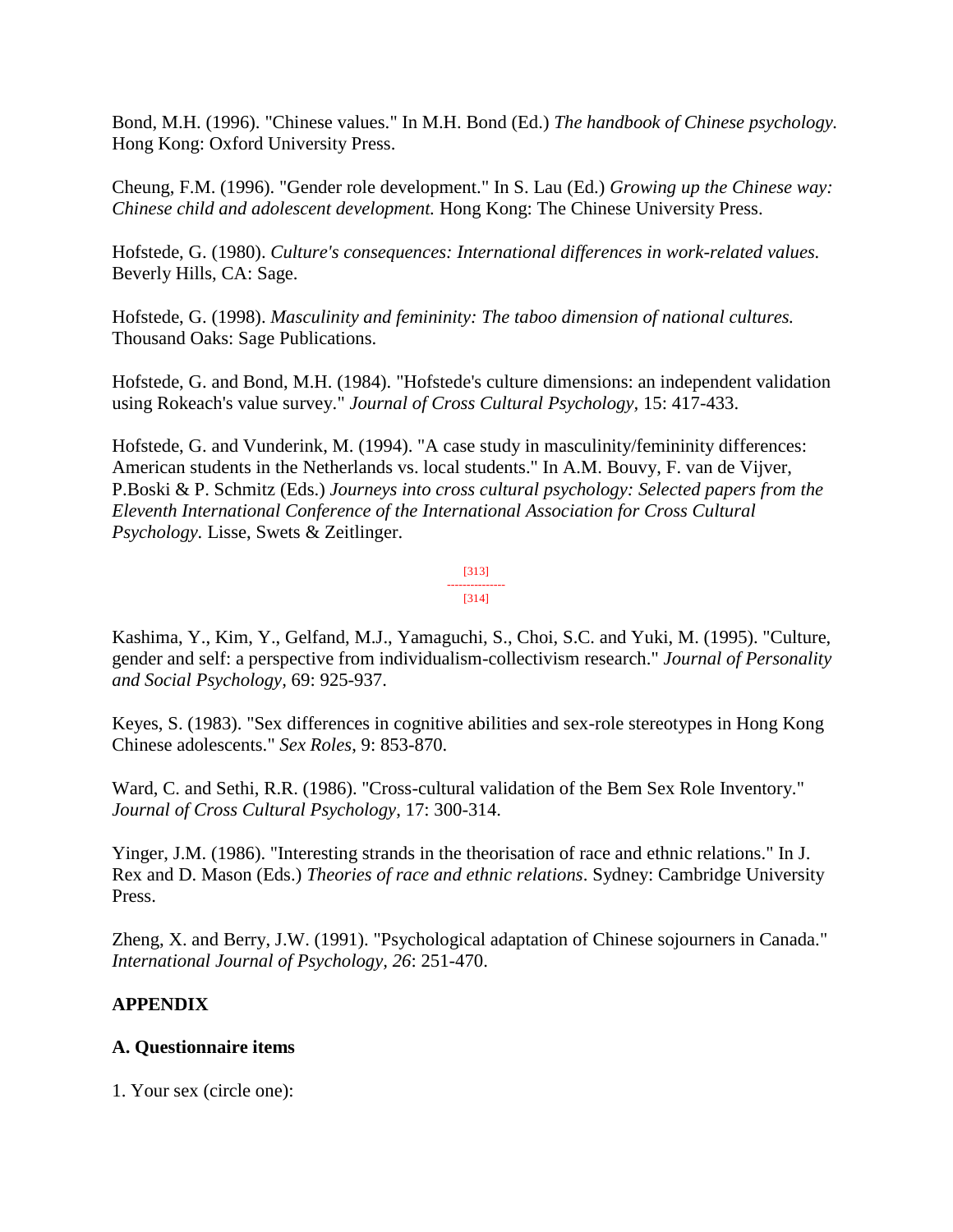Bond, M.H. (1996). "Chinese values." In M.H. Bond (Ed.) *The handbook of Chinese psychology.* Hong Kong: Oxford University Press.

Cheung, F.M. (1996). "Gender role development." In S. Lau (Ed.) *Growing up the Chinese way: Chinese child and adolescent development.* Hong Kong: The Chinese University Press.

Hofstede, G. (1980). *Culture's consequences: International differences in work-related values.* Beverly Hills, CA: Sage.

Hofstede, G. (1998). *Masculinity and femininity: The taboo dimension of national cultures.* Thousand Oaks: Sage Publications.

Hofstede, G. and Bond, M.H. (1984). "Hofstede's culture dimensions: an independent validation using Rokeach's value survey." *Journal of Cross Cultural Psychology*, 15: 417-433.

Hofstede, G. and Vunderink, M. (1994). "A case study in masculinity/femininity differences: American students in the Netherlands vs. local students." In A.M. Bouvy, F. van de Vijver, P.Boski & P. Schmitz (Eds.) *Journeys into cross cultural psychology: Selected papers from the Eleventh International Conference of the International Association for Cross Cultural Psychology.* Lisse, Swets & Zeitlinger.

Kashima, Y., Kim, Y., Gelfand, M.J., Yamaguchi, S., Choi, S.C. and Yuki, M. (1995). "Culture, gender and self: a perspective from individualism-collectivism research." *Journal of Personality and Social Psychology*, 69: 925-937.

Keyes, S. (1983). "Sex differences in cognitive abilities and sex-role stereotypes in Hong Kong Chinese adolescents." *Sex Roles*, 9: 853-870.

Ward, C. and Sethi, R.R. (1986). "Cross-cultural validation of the Bem Sex Role Inventory." *Journal of Cross Cultural Psychology*, 17: 300-314.

Yinger, J.M. (1986). "Interesting strands in the theorisation of race and ethnic relations." In J. Rex and D. Mason (Eds.) *Theories of race and ethnic relations*. Sydney: Cambridge University Press.

Zheng, X. and Berry, J.W. (1991). "Psychological adaptation of Chinese sojourners in Canada." *International Journal of Psychology, 26*: 251-470.

## APPENDIX

### A. Questionnaire items

1. Your sex (circle one):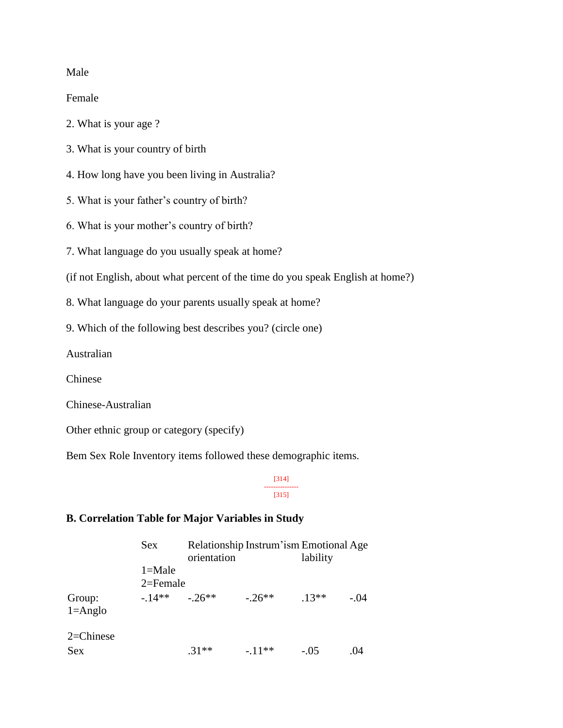Male

Female

2. What is your age ?

3. What is your country of birth

4. How long have you been living in Australia?

5. What is your father's country of birth?

6. What is your mother's country of birth?

7. What language do you usually speak at home?

(if not English, about what percent of the time do you speak English at home?)

8. What language do your parents usually speak at home?

9. Which of the following best describes you? (circle one)

Australian

Chinese

Chinese-Australian

Other ethnic group or category (specify)

Bem Sex Role Inventory items followed these demographic items.

**B. Correlation Table for Major Variables in Study**

| | Sex 1=Male 2=Female | Relationship orientation | Instrum'ism | Emotional lability | Age |
|---|---|---|---|---|---|
| Group: 1=Anglo 2=Chinese | -.14** | -.26** | -.26** | .13** | -.04 |
| Sex | | .31** | -.11** | -.05 | .04 |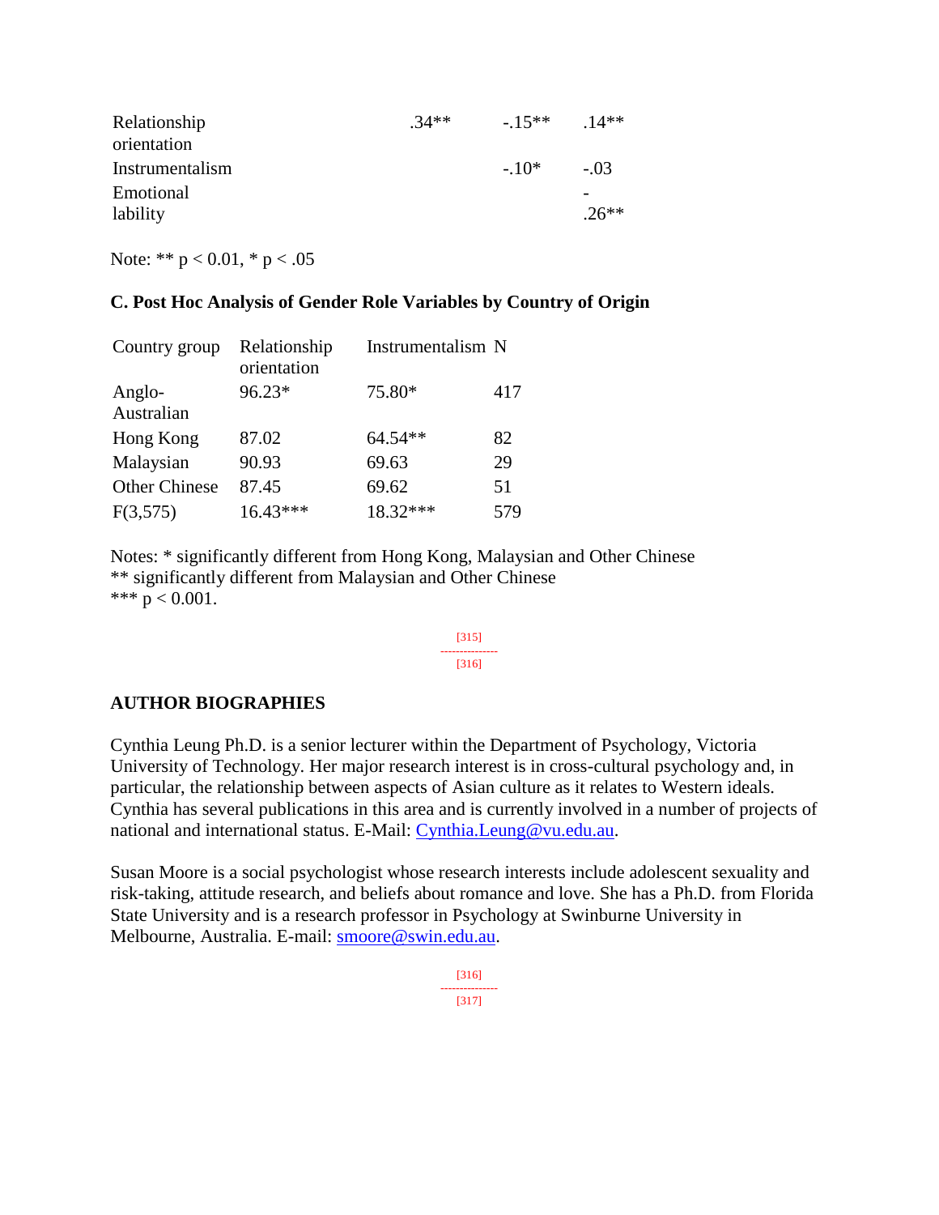| | | | |
|---|---|---|---|
| Relationship orientation | .34** | -.15** | .14** |
| Instrumentalism | | -.10* | -.03 |
| Emotional lability | | | -.26** |

Note: ** p < 0.01, * p < .05

### C. Post Hoc Analysis of Gender Role Variables by Country of Origin

| Country group | Relationship orientation | Instrumentalism | N |
|---|---|---|---|
| Anglo-Australian | 96.23* | 75.80* | 417 |
| Hong Kong | 87.02 | 64.54** | 82 |
| Malaysian | 90.93 | 69.63 | 29 |
| Other Chinese | 87.45 | 69.62 | 51 |
| F(3,575) | 16.43*** | 18.32*** | 579 |

Notes: * significantly different from Hong Kong, Malaysian and Other Chinese
** significantly different from Malaysian and Other Chinese
*** p < 0.001.

### AUTHOR BIOGRAPHIES

Cynthia Leung Ph.D. is a senior lecturer within the Department of Psychology, Victoria University of Technology. Her major research interest is in cross-cultural psychology and, in particular, the relationship between aspects of Asian culture as it relates to Western ideals. Cynthia has several publications in this area and is currently involved in a number of projects of national and international status. E-Mail: Cynthia.Leung@vu.edu.au.

Susan Moore is a social psychologist whose research interests include adolescent sexuality and risk-taking, attitude research, and beliefs about romance and love. She has a Ph.D. from Florida State University and is a research professor in Psychology at Swinburne University in Melbourne, Australia. E-mail: smoore@swin.edu.au.